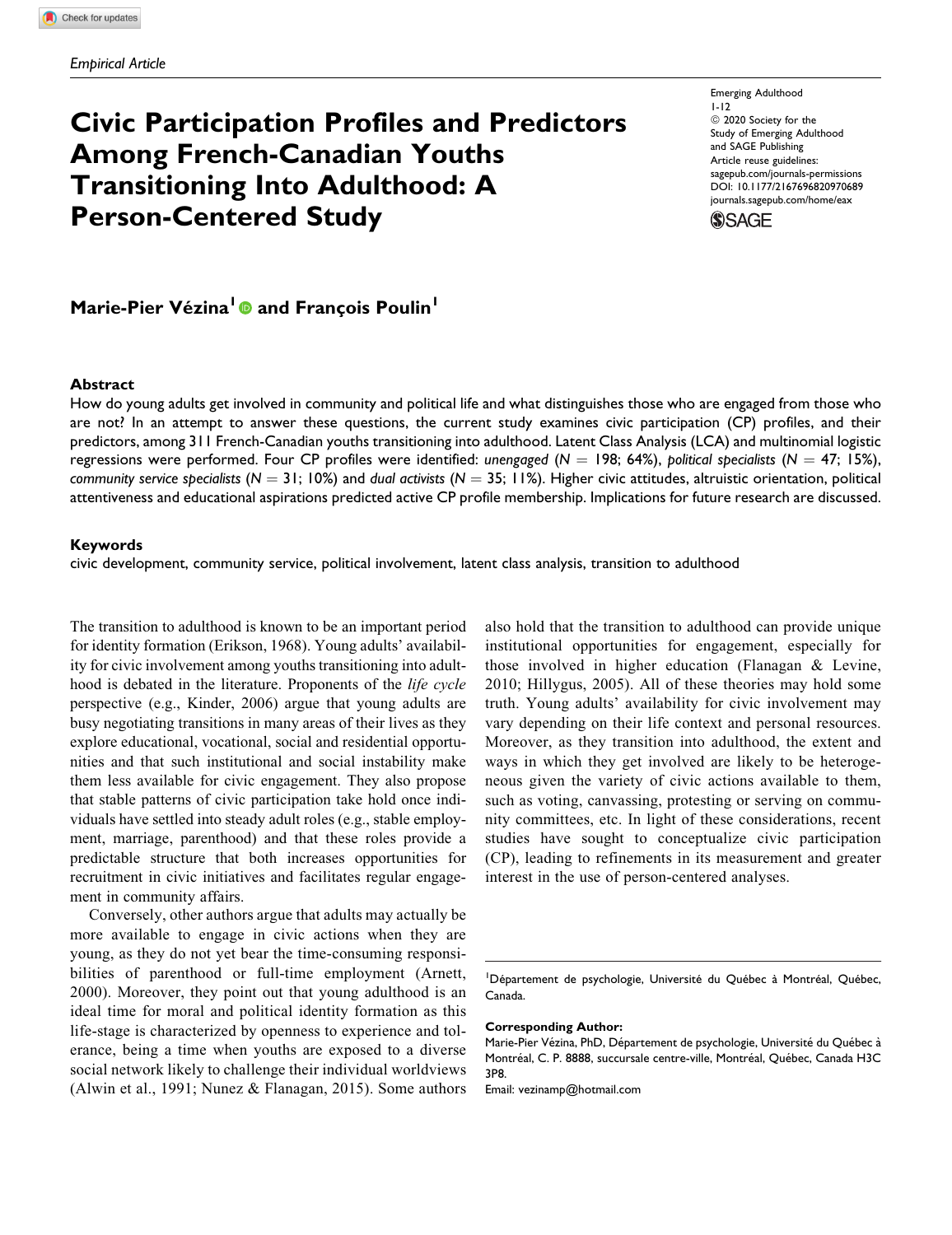*Empirical Article*

# Civic Participation Profiles and Predictors Among French-Canadian Youths Transitioning Into Adulthood: A Person-Centered Study

Emerging Adulthood
1-12
© 2020 Society for the Study of Emerging Adulthood and SAGE Publishing
Article reuse guidelines: sagepub.com/journals-permissions
DOI: 10.1177/2167696820970689
journals.sagepub.com/home/eax

**Marie-Pier Vézina[1] and François Poulin[1]**

## Abstract

How do young adults get involved in community and political life and what distinguishes those who are engaged from those who are not? In an attempt to answer these questions, the current study examines civic participation (CP) profiles, and their predictors, among 311 French-Canadian youths transitioning into adulthood. Latent Class Analysis (LCA) and multinomial logistic regressions were performed. Four CP profiles were identified: *unengaged* ($N = 198$; 64%), *political specialists* ($N = 47$; 15%), *community service specialists* ($N = 31$; 10%) and *dual activists* ($N = 35$; 11%). Higher civic attitudes, altruistic orientation, political attentiveness and educational aspirations predicted active CP profile membership. Implications for future research are discussed.

## Keywords

civic development, community service, political involvement, latent class analysis, transition to adulthood

The transition to adulthood is known to be an important period for identity formation (Erikson, 1968). Young adults' availability for civic involvement among youths transitioning into adulthood is debated in the literature. Proponents of the *life cycle* perspective (e.g., Kinder, 2006) argue that young adults are busy negotiating transitions in many areas of their lives as they explore educational, vocational, social and residential opportunities and that such institutional and social instability make them less available for civic engagement. They also propose that stable patterns of civic participation take hold once individuals have settled into steady adult roles (e.g., stable employment, marriage, parenthood) and that these roles provide a predictable structure that both increases opportunities for recruitment in civic initiatives and facilitates regular engagement in community affairs.

Conversely, other authors argue that adults may actually be more available to engage in civic actions when they are young, as they do not yet bear the time-consuming responsibilities of parenthood or full-time employment (Arnett, 2000). Moreover, they point out that young adulthood is an ideal time for moral and political identity formation as this life-stage is characterized by openness to experience and tolerance, being a time when youths are exposed to a diverse social network likely to challenge their individual worldviews (Alwin et al., 1991; Nunez & Flanagan, 2015). Some authors also hold that the transition to adulthood can provide unique institutional opportunities for engagement, especially for those involved in higher education (Flanagan & Levine, 2010; Hillygus, 2005). All of these theories may hold some truth. Young adults' availability for civic involvement may vary depending on their life context and personal resources. Moreover, as they transition into adulthood, the extent and ways in which they get involved are likely to be heterogeneous given the variety of civic actions available to them, such as voting, canvassing, protesting or serving on community committees, etc. In light of these considerations, recent studies have sought to conceptualize civic participation (CP), leading to refinements in its measurement and greater interest in the use of person-centered analyses.

[1]Département de psychologie, Université du Québec à Montréal, Québec, Canada.

**Corresponding Author:**
Marie-Pier Vézina, PhD, Département de psychologie, Université du Québec à Montréal, C. P. 8888, succursale centre-ville, Montréal, Québec, Canada H3C 3P8.
Email: vezinamp@hotmail.com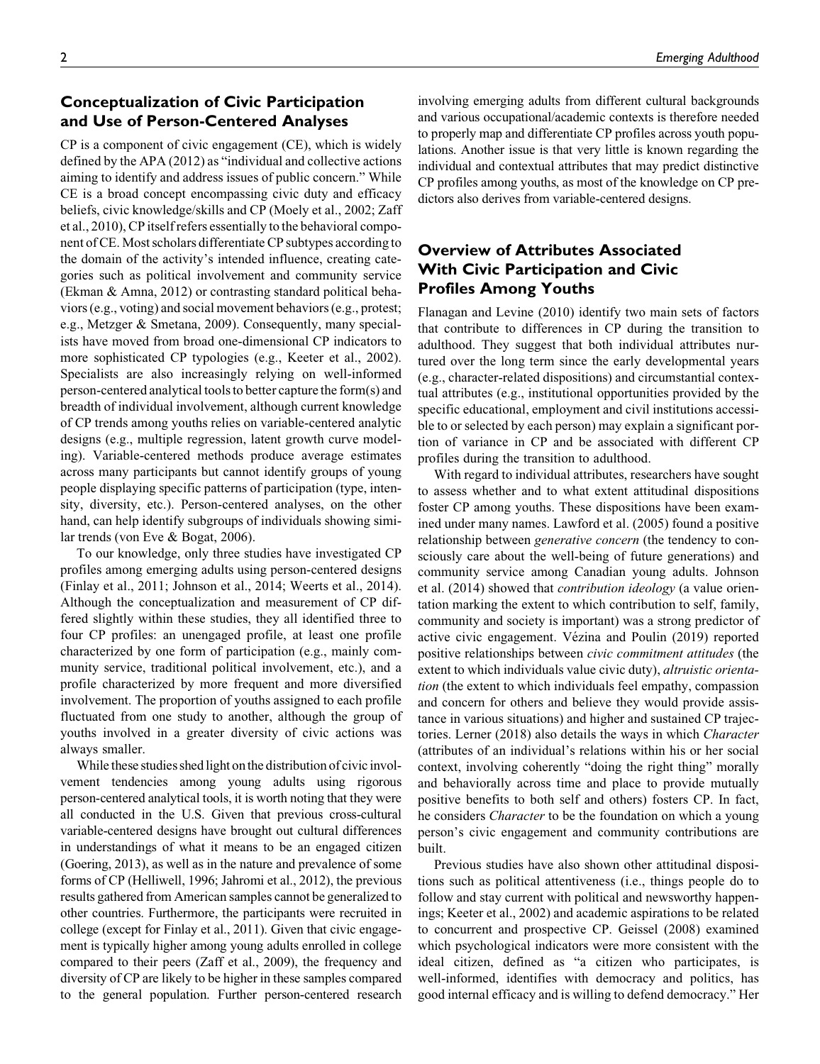## Conceptualization of Civic Participation and Use of Person-Centered Analyses

CP is a component of civic engagement (CE), which is widely defined by the APA (2012) as "individual and collective actions aiming to identify and address issues of public concern." While CE is a broad concept encompassing civic duty and efficacy beliefs, civic knowledge/skills and CP (Moely et al., 2002; Zaff et al., 2010), CP itself refers essentially to the behavioral component of CE. Most scholars differentiate CP subtypes according to the domain of the activity's intended influence, creating categories such as political involvement and community service (Ekman & Amna, 2012) or contrasting standard political behaviors (e.g., voting) and social movement behaviors (e.g., protest; e.g., Metzger & Smetana, 2009). Consequently, many specialists have moved from broad one-dimensional CP indicators to more sophisticated CP typologies (e.g., Keeter et al., 2002). Specialists are also increasingly relying on well-informed person-centered analytical tools to better capture the form(s) and breadth of individual involvement, although current knowledge of CP trends among youths relies on variable-centered analytic designs (e.g., multiple regression, latent growth curve modeling). Variable-centered methods produce average estimates across many participants but cannot identify groups of young people displaying specific patterns of participation (type, intensity, diversity, etc.). Person-centered analyses, on the other hand, can help identify subgroups of individuals showing similar trends (von Eve & Bogat, 2006).

To our knowledge, only three studies have investigated CP profiles among emerging adults using person-centered designs (Finlay et al., 2011; Johnson et al., 2014; Weerts et al., 2014). Although the conceptualization and measurement of CP differed slightly within these studies, they all identified three to four CP profiles: an unengaged profile, at least one profile characterized by one form of participation (e.g., mainly community service, traditional political involvement, etc.), and a profile characterized by more frequent and more diversified involvement. The proportion of youths assigned to each profile fluctuated from one study to another, although the group of youths involved in a greater diversity of civic actions was always smaller.

While these studies shed light on the distribution of civic involvement tendencies among young adults using rigorous person-centered analytical tools, it is worth noting that they were all conducted in the U.S. Given that previous cross-cultural variable-centered designs have brought out cultural differences in understandings of what it means to be an engaged citizen (Goering, 2013), as well as in the nature and prevalence of some forms of CP (Helliwell, 1996; Jahromi et al., 2012), the previous results gathered from American samples cannot be generalized to other countries. Furthermore, the participants were recruited in college (except for Finlay et al., 2011). Given that civic engagement is typically higher among young adults enrolled in college compared to their peers (Zaff et al., 2009), the frequency and diversity of CP are likely to be higher in these samples compared to the general population. Further person-centered research involving emerging adults from different cultural backgrounds and various occupational/academic contexts is therefore needed to properly map and differentiate CP profiles across youth populations. Another issue is that very little is known regarding the individual and contextual attributes that may predict distinctive CP profiles among youths, as most of the knowledge on CP predictors also derives from variable-centered designs.

## Overview of Attributes Associated With Civic Participation and Civic Profiles Among Youths

Flanagan and Levine (2010) identify two main sets of factors that contribute to differences in CP during the transition to adulthood. They suggest that both individual attributes nurtured over the long term since the early developmental years (e.g., character-related dispositions) and circumstantial contextual attributes (e.g., institutional opportunities provided by the specific educational, employment and civil institutions accessible to or selected by each person) may explain a significant portion of variance in CP and be associated with different CP profiles during the transition to adulthood.

With regard to individual attributes, researchers have sought to assess whether and to what extent attitudinal dispositions foster CP among youths. These dispositions have been examined under many names. Lawford et al. (2005) found a positive relationship between *generative concern* (the tendency to consciously care about the well-being of future generations) and community service among Canadian young adults. Johnson et al. (2014) showed that *contribution ideology* (a value orientation marking the extent to which contribution to self, family, community and society is important) was a strong predictor of active civic engagement. Vézina and Poulin (2019) reported positive relationships between *civic commitment attitudes* (the extent to which individuals value civic duty), *altruistic orientation* (the extent to which individuals feel empathy, compassion and concern for others and believe they would provide assistance in various situations) and higher and sustained CP trajectories. Lerner (2018) also details the ways in which *Character* (attributes of an individual's relations within his or her social context, involving coherently "doing the right thing" morally and behaviorally across time and place to provide mutually positive benefits to both self and others) fosters CP. In fact, he considers *Character* to be the foundation on which a young person's civic engagement and community contributions are built.

Previous studies have also shown other attitudinal dispositions such as political attentiveness (i.e., things people do to follow and stay current with political and newsworthy happenings; Keeter et al., 2002) and academic aspirations to be related to concurrent and prospective CP. Geissel (2008) examined which psychological indicators were more consistent with the ideal citizen, defined as "a citizen who participates, is well-informed, identifies with democracy and politics, has good internal efficacy and is willing to defend democracy." Her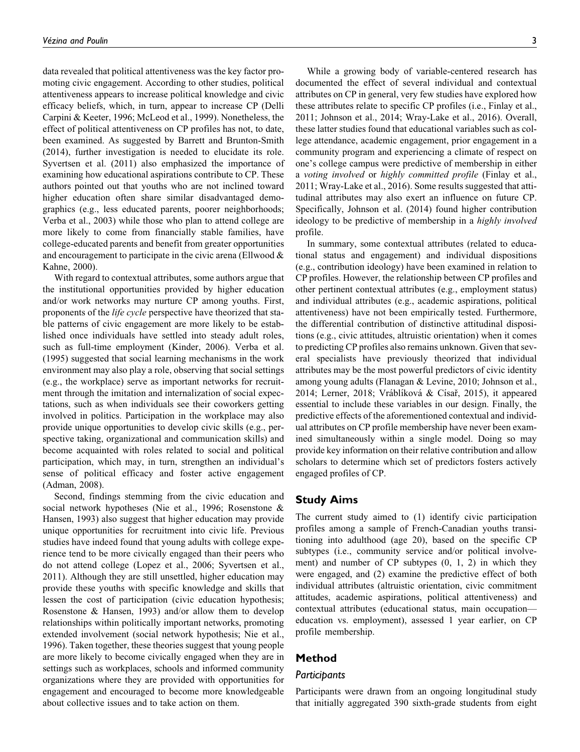data revealed that political attentiveness was the key factor promoting civic engagement. According to other studies, political attentiveness appears to increase political knowledge and civic efficacy beliefs, which, in turn, appear to increase CP (Delli Carpini & Keeter, 1996; McLeod et al., 1999). Nonetheless, the effect of political attentiveness on CP profiles has not, to date, been examined. As suggested by Barrett and Brunton-Smith (2014), further investigation is needed to elucidate its role. Syvertsen et al. (2011) also emphasized the importance of examining how educational aspirations contribute to CP. These authors pointed out that youths who are not inclined toward higher education often share similar disadvantaged demographics (e.g., less educated parents, poorer neighborhoods; Verba et al., 2003) while those who plan to attend college are more likely to come from financially stable families, have college-educated parents and benefit from greater opportunities and encouragement to participate in the civic arena (Ellwood & Kahne, 2000).

With regard to contextual attributes, some authors argue that the institutional opportunities provided by higher education and/or work networks may nurture CP among youths. First, proponents of the *life cycle* perspective have theorized that stable patterns of civic engagement are more likely to be established once individuals have settled into steady adult roles, such as full-time employment (Kinder, 2006). Verba et al. (1995) suggested that social learning mechanisms in the work environment may also play a role, observing that social settings (e.g., the workplace) serve as important networks for recruitment through the imitation and internalization of social expectations, such as when individuals see their coworkers getting involved in politics. Participation in the workplace may also provide unique opportunities to develop civic skills (e.g., perspective taking, organizational and communication skills) and become acquainted with roles related to social and political participation, which may, in turn, strengthen an individual's sense of political efficacy and foster active engagement (Adman, 2008).

Second, findings stemming from the civic education and social network hypotheses (Nie et al., 1996; Rosenstone & Hansen, 1993) also suggest that higher education may provide unique opportunities for recruitment into civic life. Previous studies have indeed found that young adults with college experience tend to be more civically engaged than their peers who do not attend college (Lopez et al., 2006; Syvertsen et al., 2011). Although they are still unsettled, higher education may provide these youths with specific knowledge and skills that lessen the cost of participation (civic education hypothesis; Rosenstone & Hansen, 1993) and/or allow them to develop relationships within politically important networks, promoting extended involvement (social network hypothesis; Nie et al., 1996). Taken together, these theories suggest that young people are more likely to become civically engaged when they are in settings such as workplaces, schools and informed community organizations where they are provided with opportunities for engagement and encouraged to become more knowledgeable about collective issues and to take action on them.

While a growing body of variable-centered research has documented the effect of several individual and contextual attributes on CP in general, very few studies have explored how these attributes relate to specific CP profiles (i.e., Finlay et al., 2011; Johnson et al., 2014; Wray-Lake et al., 2016). Overall, these latter studies found that educational variables such as college attendance, academic engagement, prior engagement in a community program and experiencing a climate of respect on one's college campus were predictive of membership in either a *voting involved* or *highly committed profile* (Finlay et al., 2011; Wray-Lake et al., 2016). Some results suggested that attitudinal attributes may also exert an influence on future CP. Specifically, Johnson et al. (2014) found higher contribution ideology to be predictive of membership in a *highly involved* profile.

In summary, some contextual attributes (related to educational status and engagement) and individual dispositions (e.g., contribution ideology) have been examined in relation to CP profiles. However, the relationship between CP profiles and other pertinent contextual attributes (e.g., employment status) and individual attributes (e.g., academic aspirations, political attentiveness) have not been empirically tested. Furthermore, the differential contribution of distinctive attitudinal dispositions (e.g., civic attitudes, altruistic orientation) when it comes to predicting CP profiles also remains unknown. Given that several specialists have previously theorized that individual attributes may be the most powerful predictors of civic identity among young adults (Flanagan & Levine, 2010; Johnson et al., 2014; Lerner, 2018; Vráblíková & Císař, 2015), it appeared essential to include these variables in our design. Finally, the predictive effects of the aforementioned contextual and individual attributes on CP profile membership have never been examined simultaneously within a single model. Doing so may provide key information on their relative contribution and allow scholars to determine which set of predictors fosters actively engaged profiles of CP.

## Study Aims

The current study aimed to (1) identify civic participation profiles among a sample of French-Canadian youths transitioning into adulthood (age 20), based on the specific CP subtypes (i.e., community service and/or political involvement) and number of CP subtypes (0, 1, 2) in which they were engaged, and (2) examine the predictive effect of both individual attributes (altruistic orientation, civic commitment attitudes, academic aspirations, political attentiveness) and contextual attributes (educational status, main occupation—education vs. employment), assessed 1 year earlier, on CP profile membership.

## Method

### Participants

Participants were drawn from an ongoing longitudinal study that initially aggregated 390 sixth-grade students from eight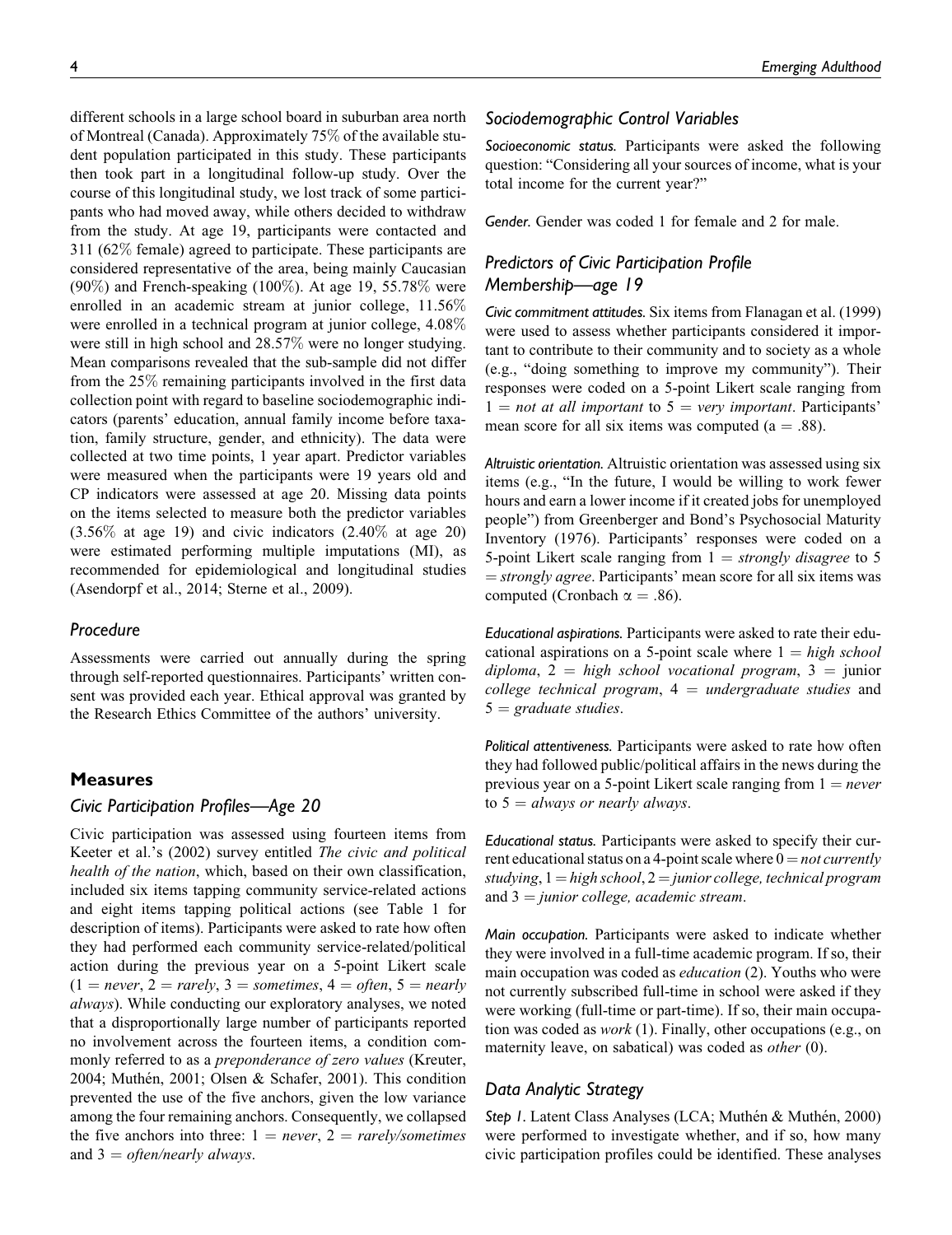different schools in a large school board in suburban area north of Montreal (Canada). Approximately 75% of the available student population participated in this study. These participants then took part in a longitudinal follow-up study. Over the course of this longitudinal study, we lost track of some participants who had moved away, while others decided to withdraw from the study. At age 19, participants were contacted and 311 (62% female) agreed to participate. These participants are considered representative of the area, being mainly Caucasian (90%) and French-speaking (100%). At age 19, 55.78% were enrolled in an academic stream at junior college, 11.56% were enrolled in a technical program at junior college, 4.08% were still in high school and 28.57% were no longer studying. Mean comparisons revealed that the sub-sample did not differ from the 25% remaining participants involved in the first data collection point with regard to baseline sociodemographic indicators (parents' education, annual family income before taxation, family structure, gender, and ethnicity). The data were collected at two time points, 1 year apart. Predictor variables were measured when the participants were 19 years old and CP indicators were assessed at age 20. Missing data points on the items selected to measure both the predictor variables (3.56% at age 19) and civic indicators (2.40% at age 20) were estimated performing multiple imputations (MI), as recommended for epidemiological and longitudinal studies (Asendorpf et al., 2014; Sterne et al., 2009).

### Procedure

Assessments were carried out annually during the spring through self-reported questionnaires. Participants' written consent was provided each year. Ethical approval was granted by the Research Ethics Committee of the authors' university.

## Measures

### Civic Participation Profiles—Age 20

Civic participation was assessed using fourteen items from Keeter et al.'s (2002) survey entitled *The civic and political health of the nation*, which, based on their own classification, included six items tapping community service-related actions and eight items tapping political actions (see Table 1 for description of items). Participants were asked to rate how often they had performed each community service-related/political action during the previous year on a 5-point Likert scale (1 = *never*, 2 = *rarely*, 3 = *sometimes*, 4 = *often*, 5 = *nearly always*). While conducting our exploratory analyses, we noted that a disproportionally large number of participants reported no involvement across the fourteen items, a condition commonly referred to as a *preponderance of zero values* (Kreuter, 2004; Muthén, 2001; Olsen & Schafer, 2001). This condition prevented the use of the five anchors, given the low variance among the four remaining anchors. Consequently, we collapsed the five anchors into three: 1 = *never*, 2 = *rarely/sometimes* and 3 = *often/nearly always*.

### Sociodemographic Control Variables

*Socioeconomic status.* Participants were asked the following question: "Considering all your sources of income, what is your total income for the current year?"

*Gender.* Gender was coded 1 for female and 2 for male.

### Predictors of Civic Participation Profile Membership—age 19

*Civic commitment attitudes.* Six items from Flanagan et al. (1999) were used to assess whether participants considered it important to contribute to their community and to society as a whole (e.g., "doing something to improve my community"). Their responses were coded on a 5-point Likert scale ranging from 1 = *not at all important* to 5 = *very important*. Participants' mean score for all six items was computed (a = .88).

*Altruistic orientation.* Altruistic orientation was assessed using six items (e.g., "In the future, I would be willing to work fewer hours and earn a lower income if it created jobs for unemployed people") from Greenberger and Bond's Psychosocial Maturity Inventory (1976). Participants' responses were coded on a 5-point Likert scale ranging from 1 = *strongly disagree* to 5 = *strongly agree*. Participants' mean score for all six items was computed (Cronbach $\alpha$ = .86).

*Educational aspirations.* Participants were asked to rate their educational aspirations on a 5-point scale where 1 = *high school diploma*, 2 = *high school vocational program*, 3 = junior *college technical program*, 4 = *undergraduate studies* and 5 = *graduate studies*.

*Political attentiveness.* Participants were asked to rate how often they had followed public/political affairs in the news during the previous year on a 5-point Likert scale ranging from 1 = *never* to 5 = *always or nearly always*.

*Educational status.* Participants were asked to specify their current educational status on a 4-point scale where 0 = *not currently studying*, 1 = *high school*, 2 = *junior college, technical program* and 3 = *junior college, academic stream*.

*Main occupation.* Participants were asked to indicate whether they were involved in a full-time academic program. If so, their main occupation was coded as *education* (2). Youths who were not currently subscribed full-time in school were asked if they were working (full-time or part-time). If so, their main occupation was coded as *work* (1). Finally, other occupations (e.g., on maternity leave, on sabatical) was coded as *other* (0).

### Data Analytic Strategy

*Step 1.* Latent Class Analyses (LCA; Muthén & Muthén, 2000) were performed to investigate whether, and if so, how many civic participation profiles could be identified. These analyses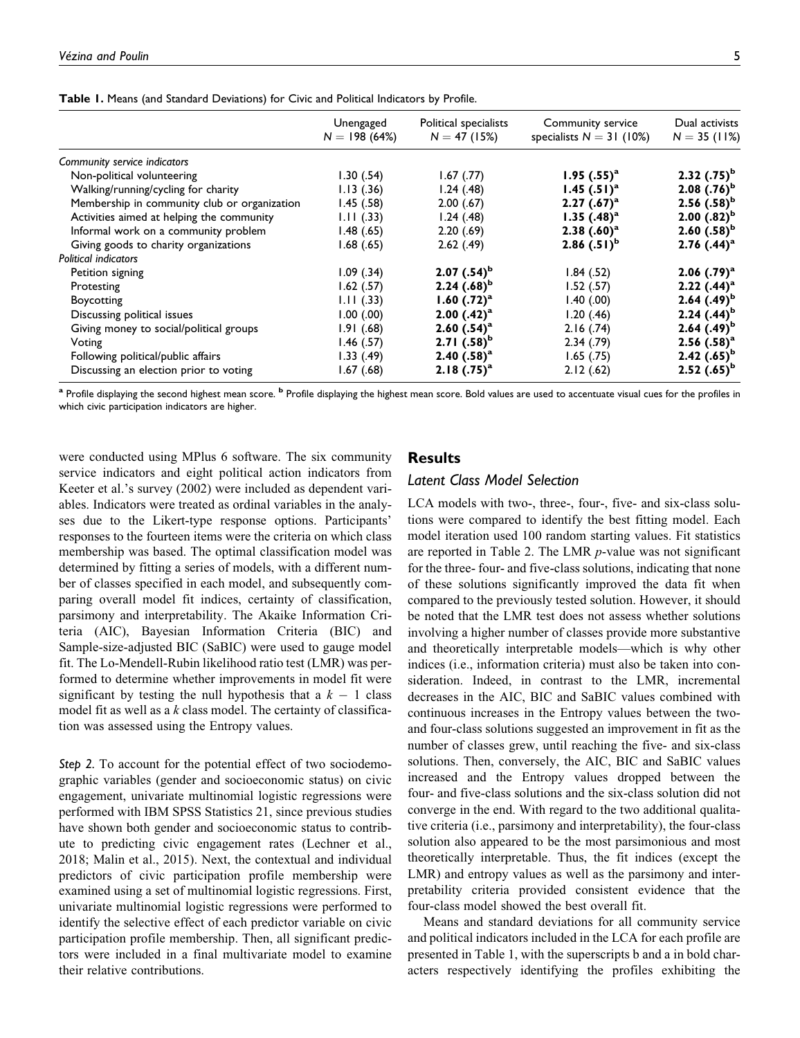**Table 1.** Means (and Standard Deviations) for Civic and Political Indicators by Profile.

| | Unengaged $N = 198$ (64%) | Political specialists $N = 47$ (15%) | Community service specialists $N = 31$ (10%) | Dual activists $N = 35$ (11%) |
|---|---|---|---|---|
| *Community service indicators* | | | | |
| Non-political volunteering | 1.30 (.54) | 1.67 (.77) | **1.95 (.55)[a]** | **2.32 (.75)[b]** |
| Walking/running/cycling for charity | 1.13 (.36) | 1.24 (.48) | **1.45 (.51)[a]** | **2.08 (.76)[b]** |
| Membership in community club or organization | 1.45 (.58) | 2.00 (.67) | **2.27 (.67)[a]** | **2.56 (.58)[b]** |
| Activities aimed at helping the community | 1.11 (.33) | 1.24 (.48) | **1.35 (.48)[a]** | **2.00 (.82)[b]** |
| Informal work on a community problem | 1.48 (.65) | 2.20 (.69) | **2.38 (.60)[a]** | **2.60 (.58)[b]** |
| Giving goods to charity organizations | 1.68 (.65) | 2.62 (.49) | **2.86 (.51)[b]** | **2.76 (.44)[a]** |
| *Political indicators* | | | | |
| Petition signing | 1.09 (.34) | **2.07 (.54)[b]** | 1.84 (.52) | **2.06 (.79)[a]** |
| Protesting | 1.62 (.57) | **2.24 (.68)[b]** | 1.52 (.57) | **2.22 (.44)[a]** |
| Boycotting | 1.11 (.33) | **1.60 (.72)[a]** | 1.40 (.00) | **2.64 (.49)[b]** |
| Discussing political issues | 1.00 (.00) | **2.00 (.42)[a]** | 1.20 (.46) | **2.24 (.44)[b]** |
| Giving money to social/political groups | 1.91 (.68) | **2.60 (.54)[a]** | 2.16 (.74) | **2.64 (.49)[b]** |
| Voting | 1.46 (.57) | **2.71 (.58)[b]** | 2.34 (.79) | **2.56 (.58)[a]** |
| Following political/public affairs | 1.33 (.49) | **2.40 (.58)[a]** | 1.65 (.75) | **2.42 (.65)[b]** |
| Discussing an election prior to voting | 1.67 (.68) | **2.18 (.75)[a]** | 2.12 (.62) | **2.52 (.65)[b]** |

[a] Profile displaying the second highest mean score. [b] Profile displaying the highest mean score. Bold values are used to accentuate visual cues for the profiles in which civic participation indicators are higher.

were conducted using MPlus 6 software. The six community service indicators and eight political action indicators from Keeter et al.'s survey (2002) were included as dependent variables. Indicators were treated as ordinal variables in the analyses due to the Likert-type response options. Participants' responses to the fourteen items were the criteria on which class membership was based. The optimal classification model was determined by fitting a series of models, with a different number of classes specified in each model, and subsequently comparing overall model fit indices, certainty of classification, parsimony and interpretability. The Akaike Information Criteria (AIC), Bayesian Information Criteria (BIC) and Sample-size-adjusted BIC (SaBIC) were used to gauge model fit. The Lo-Mendell-Rubin likelihood ratio test (LMR) was performed to determine whether improvements in model fit were significant by testing the null hypothesis that a $k - 1$ class model fit as well as a $k$ class model. The certainty of classification was assessed using the Entropy values.

*Step 2.* To account for the potential effect of two sociodemographic variables (gender and socioeconomic status) on civic engagement, univariate multinomial logistic regressions were performed with IBM SPSS Statistics 21, since previous studies have shown both gender and socioeconomic status to contribute to predicting civic engagement rates (Lechner et al., 2018; Malin et al., 2015). Next, the contextual and individual predictors of civic participation profile membership were examined using a set of multinomial logistic regressions. First, univariate multinomial logistic regressions were performed to identify the selective effect of each predictor variable on civic participation profile membership. Then, all significant predictors were included in a final multivariate model to examine their relative contributions.

## Results

### Latent Class Model Selection

LCA models with two-, three-, four-, five- and six-class solutions were compared to identify the best fitting model. Each model iteration used 100 random starting values. Fit statistics are reported in Table 2. The LMR $p$-value was not significant for the three- four- and five-class solutions, indicating that none of these solutions significantly improved the data fit when compared to the previously tested solution. However, it should be noted that the LMR test does not assess whether solutions involving a higher number of classes provide more substantive and theoretically interpretable models—which is why other indices (i.e., information criteria) must also be taken into consideration. Indeed, in contrast to the LMR, incremental decreases in the AIC, BIC and SaBIC values combined with continuous increases in the Entropy values between the two- and four-class solutions suggested an improvement in fit as the number of classes grew, until reaching the five- and six-class solutions. Then, conversely, the AIC, BIC and SaBIC values increased and the Entropy values dropped between the four- and five-class solutions and the six-class solution did not converge in the end. With regard to the two additional qualitative criteria (i.e., parsimony and interpretability), the four-class solution also appeared to be the most parsimonious and most theoretically interpretable. Thus, the fit indices (except the LMR) and entropy values as well as the parsimony and interpretability criteria provided consistent evidence that the four-class model showed the best overall fit.

Means and standard deviations for all community service and political indicators included in the LCA for each profile are presented in Table 1, with the superscripts b and a in bold characters respectively identifying the profiles exhibiting the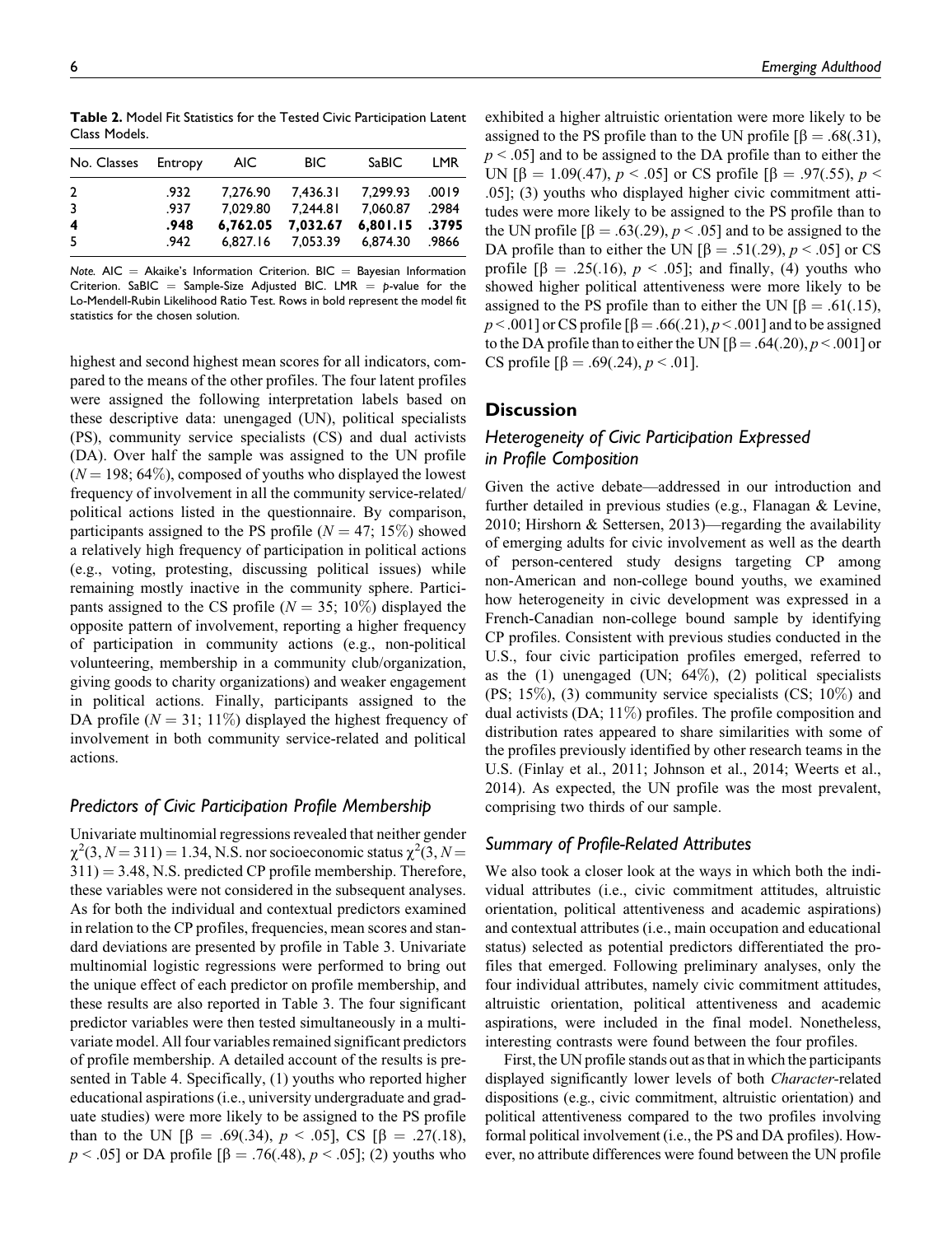**Table 2.** Model Fit Statistics for the Tested Civic Participation Latent Class Models.

| No. Classes | Entropy | AIC | BIC | SaBIC | LMR |
|---|---|---|---|---|---|
| 2 | .932 | 7,276.90 | 7,436.31 | 7,299.93 | .0019 |
| 3 | .937 | 7,029.80 | 7,244.81 | 7,060.87 | .2984 |
| **4** | **.948** | **6,762.05** | **7,032.67** | **6,801.15** | **.3795** |
| 5 | .942 | 6,827.16 | 7,053.39 | 6,874.30 | .9866 |

*Note.* AIC = Akaike's Information Criterion. BIC = Bayesian Information Criterion. SaBIC = Sample-Size Adjusted BIC. LMR = *p*-value for the Lo-Mendell-Rubin Likelihood Ratio Test. Rows in bold represent the model fit statistics for the chosen solution.

highest and second highest mean scores for all indicators, compared to the means of the other profiles. The four latent profiles were assigned the following interpretation labels based on these descriptive data: unengaged (UN), political specialists (PS), community service specialists (CS) and dual activists (DA). Over half the sample was assigned to the UN profile ($N = 198$; 64%), composed of youths who displayed the lowest frequency of involvement in all the community service-related/political actions listed in the questionnaire. By comparison, participants assigned to the PS profile ($N = 47$; 15%) showed a relatively high frequency of participation in political actions (e.g., voting, protesting, discussing political issues) while remaining mostly inactive in the community sphere. Participants assigned to the CS profile ($N = 35$; 10%) displayed the opposite pattern of involvement, reporting a higher frequency of participation in community actions (e.g., non-political volunteering, membership in a community club/organization, giving goods to charity organizations) and weaker engagement in political actions. Finally, participants assigned to the DA profile ($N = 31$; 11%) displayed the highest frequency of involvement in both community service-related and political actions.

### Predictors of Civic Participation Profile Membership

Univariate multinomial regressions revealed that neither gender $\chi^2(3, N = 311) = 1.34$, N.S. nor socioeconomic status $\chi^2(3, N = 311) = 3.48$, N.S. predicted CP profile membership. Therefore, these variables were not considered in the subsequent analyses. As for both the individual and contextual predictors examined in relation to the CP profiles, frequencies, mean scores and standard deviations are presented by profile in Table 3. Univariate multinomial logistic regressions were performed to bring out the unique effect of each predictor on profile membership, and these results are also reported in Table 3. The four significant predictor variables were then tested simultaneously in a multivariate model. All four variables remained significant predictors of profile membership. A detailed account of the results is presented in Table 4. Specifically, (1) youths who reported higher educational aspirations (i.e., university undergraduate and graduate studies) were more likely to be assigned to the PS profile than to the UN [$\beta = .69(.34)$, $p < .05$], CS [$\beta = .27(.18)$, $p < .05$] or DA profile [$\beta = .76(.48)$, $p < .05$]; (2) youths who exhibited a higher altruistic orientation were more likely to be assigned to the PS profile than to the UN profile [$\beta = .68(.31)$, $p < .05$] and to be assigned to the DA profile than to either the UN [$\beta = 1.09(.47)$, $p < .05$] or CS profile [$\beta = .97(.55)$, $p < .05$]; (3) youths who displayed higher civic commitment attitudes were more likely to be assigned to the PS profile than to the UN profile [$\beta = .63(.29)$, $p < .05$] and to be assigned to the DA profile than to either the UN [$\beta = .51(.29)$, $p < .05$] or CS profile [$\beta = .25(.16)$, $p < .05$]; and finally, (4) youths who showed higher political attentiveness were more likely to be assigned to the PS profile than to either the UN [$\beta = .61(.15)$, $p < .001$] or CS profile [$\beta = .66(.21)$, $p < .001$] and to be assigned to the DA profile than to either the UN [$\beta = .64(.20)$, $p < .001$] or CS profile [$\beta = .69(.24)$, $p < .01$].

## Discussion

### Heterogeneity of Civic Participation Expressed in Profile Composition

Given the active debate—addressed in our introduction and further detailed in previous studies (e.g., Flanagan & Levine, 2010; Hirshorn & Settersen, 2013)—regarding the availability of emerging adults for civic involvement as well as the dearth of person-centered study designs targeting CP among non-American and non-college bound youths, we examined how heterogeneity in civic development was expressed in a French-Canadian non-college bound sample by identifying CP profiles. Consistent with previous studies conducted in the U.S., four civic participation profiles emerged, referred to as the (1) unengaged (UN; 64%), (2) political specialists (PS; 15%), (3) community service specialists (CS; 10%) and dual activists (DA; 11%) profiles. The profile composition and distribution rates appeared to share similarities with some of the profiles previously identified by other research teams in the U.S. (Finlay et al., 2011; Johnson et al., 2014; Weerts et al., 2014). As expected, the UN profile was the most prevalent, comprising two thirds of our sample.

### Summary of Profile-Related Attributes

We also took a closer look at the ways in which both the individual attributes (i.e., civic commitment attitudes, altruistic orientation, political attentiveness and academic aspirations) and contextual attributes (i.e., main occupation and educational status) selected as potential predictors differentiated the profiles that emerged. Following preliminary analyses, only the four individual attributes, namely civic commitment attitudes, altruistic orientation, political attentiveness and academic aspirations, were included in the final model. Nonetheless, interesting contrasts were found between the four profiles.

First, the UN profile stands out as that in which the participants displayed significantly lower levels of both *Character*-related dispositions (e.g., civic commitment, altruistic orientation) and political attentiveness compared to the two profiles involving formal political involvement (i.e., the PS and DA profiles). However, no attribute differences were found between the UN profile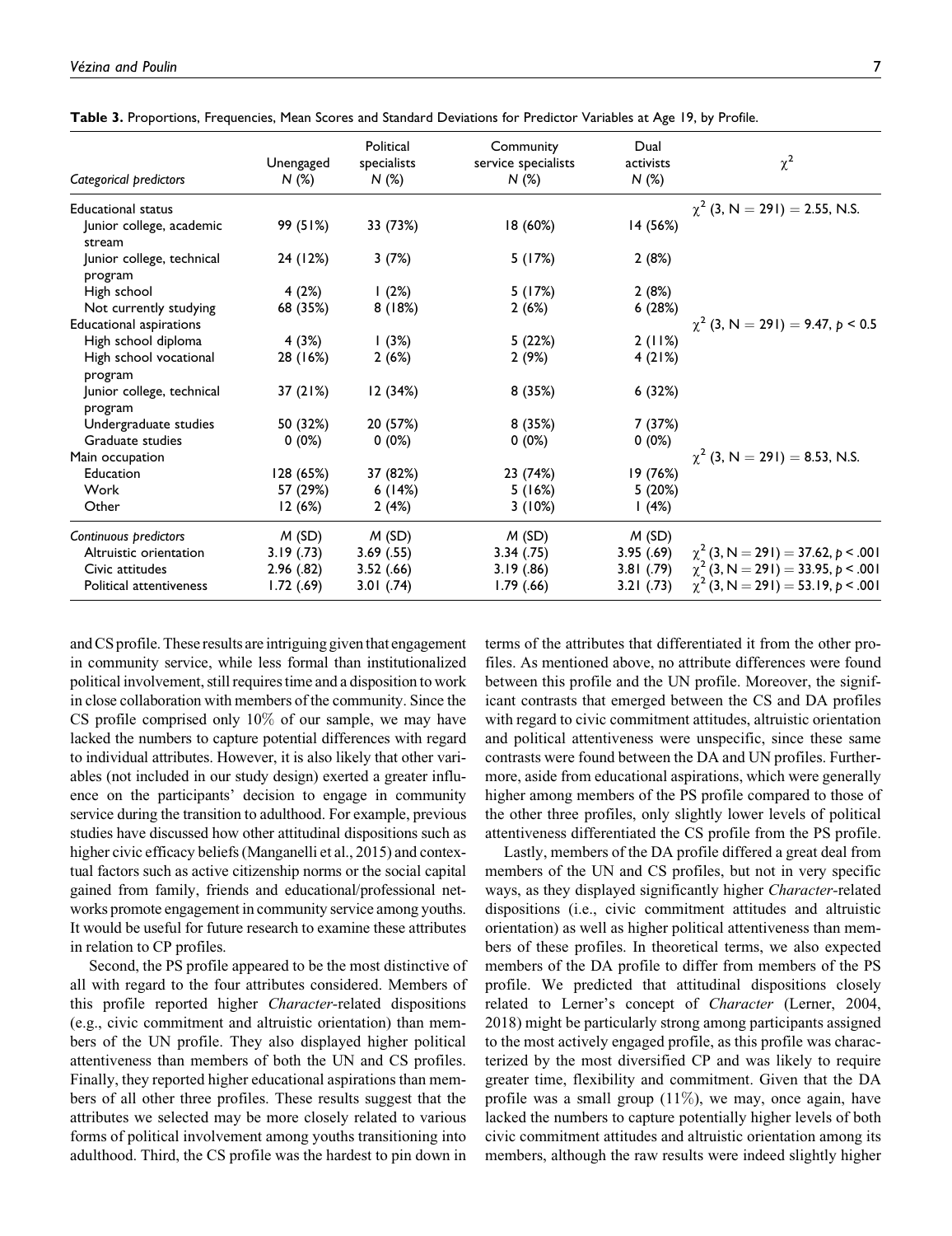**Table 3.** Proportions, Frequencies, Mean Scores and Standard Deviations for Predictor Variables at Age 19, by Profile.

| *Categorical predictors* | Unengaged *N* (%) | Political specialists *N* (%) | Community service specialists *N* (%) | Dual activists *N* (%) | $\chi^2$ |
|---|---|---|---|---|---|
| Educational status | | | | | $\chi^2$ (3, N = 291) = 2.55, N.S. |
| Junior college, academic stream | 99 (51%) | 33 (73%) | 18 (60%) | 14 (56%) | |
| Junior college, technical program | 24 (12%) | 3 (7%) | 5 (17%) | 2 (8%) | |
| High school | 4 (2%) | 1 (2%) | 5 (17%) | 2 (8%) | |
| Not currently studying | 68 (35%) | 8 (18%) | 2 (6%) | 6 (28%) | |
| Educational aspirations | | | | | $\chi^2$ (3, N = 291) = 9.47, $p$ < 0.5 |
| High school diploma | 4 (3%) | 1 (3%) | 5 (22%) | 2 (11%) | |
| High school vocational program | 28 (16%) | 2 (6%) | 2 (9%) | 4 (21%) | |
| Junior college, technical program | 37 (21%) | 12 (34%) | 8 (35%) | 6 (32%) | |
| Undergraduate studies | 50 (32%) | 20 (57%) | 8 (35%) | 7 (37%) | |
| Graduate studies | 0 (0%) | 0 (0%) | 0 (0%) | 0 (0%) | |
| Main occupation | | | | | $\chi^2$ (3, N = 291) = 8.53, N.S. |
| Education | 128 (65%) | 37 (82%) | 23 (74%) | 19 (76%) | |
| Work | 57 (29%) | 6 (14%) | 5 (16%) | 5 (20%) | |
| Other | 12 (6%) | 2 (4%) | 3 (10%) | 1 (4%) | |
| *Continuous predictors* | *M* (SD) | *M* (SD) | *M* (SD) | *M* (SD) | |
| Altruistic orientation | 3.19 (.73) | 3.69 (.55) | 3.34 (.75) | 3.95 (.69) | $\chi^2$ (3, N = 291) = 37.62, $p$ < .001 |
| Civic attitudes | 2.96 (.82) | 3.52 (.66) | 3.19 (.86) | 3.81 (.79) | $\chi^2$ (3, N = 291) = 33.95, $p$ < .001 |
| Political attentiveness | 1.72 (.69) | 3.01 (.74) | 1.79 (.66) | 3.21 (.73) | $\chi^2$ (3, N = 291) = 53.19, $p$ < .001 |

and CS profile. These results are intriguing given that engagement in community service, while less formal than institutionalized political involvement, still requires time and a disposition to work in close collaboration with members of the community. Since the CS profile comprised only 10% of our sample, we may have lacked the numbers to capture potential differences with regard to individual attributes. However, it is also likely that other variables (not included in our study design) exerted a greater influence on the participants' decision to engage in community service during the transition to adulthood. For example, previous studies have discussed how other attitudinal dispositions such as higher civic efficacy beliefs (Manganelli et al., 2015) and contextual factors such as active citizenship norms or the social capital gained from family, friends and educational/professional networks promote engagement in community service among youths. It would be useful for future research to examine these attributes in relation to CP profiles.

Second, the PS profile appeared to be the most distinctive of all with regard to the four attributes considered. Members of this profile reported higher *Character*-related dispositions (e.g., civic commitment and altruistic orientation) than members of the UN profile. They also displayed higher political attentiveness than members of both the UN and CS profiles. Finally, they reported higher educational aspirations than members of all other three profiles. These results suggest that the attributes we selected may be more closely related to various forms of political involvement among youths transitioning into adulthood. Third, the CS profile was the hardest to pin down in terms of the attributes that differentiated it from the other profiles. As mentioned above, no attribute differences were found between this profile and the UN profile. Moreover, the significant contrasts that emerged between the CS and DA profiles with regard to civic commitment attitudes, altruistic orientation and political attentiveness were unspecific, since these same contrasts were found between the DA and UN profiles. Furthermore, aside from educational aspirations, which were generally higher among members of the PS profile compared to those of the other three profiles, only slightly lower levels of political attentiveness differentiated the CS profile from the PS profile.

Lastly, members of the DA profile differed a great deal from members of the UN and CS profiles, but not in very specific ways, as they displayed significantly higher *Character*-related dispositions (i.e., civic commitment attitudes and altruistic orientation) as well as higher political attentiveness than members of these profiles. In theoretical terms, we also expected members of the DA profile to differ from members of the PS profile. We predicted that attitudinal dispositions closely related to Lerner's concept of *Character* (Lerner, 2004, 2018) might be particularly strong among participants assigned to the most actively engaged profile, as this profile was characterized by the most diversified CP and was likely to require greater time, flexibility and commitment. Given that the DA profile was a small group (11%), we may, once again, have lacked the numbers to capture potentially higher levels of both civic commitment attitudes and altruistic orientation among its members, although the raw results were indeed slightly higher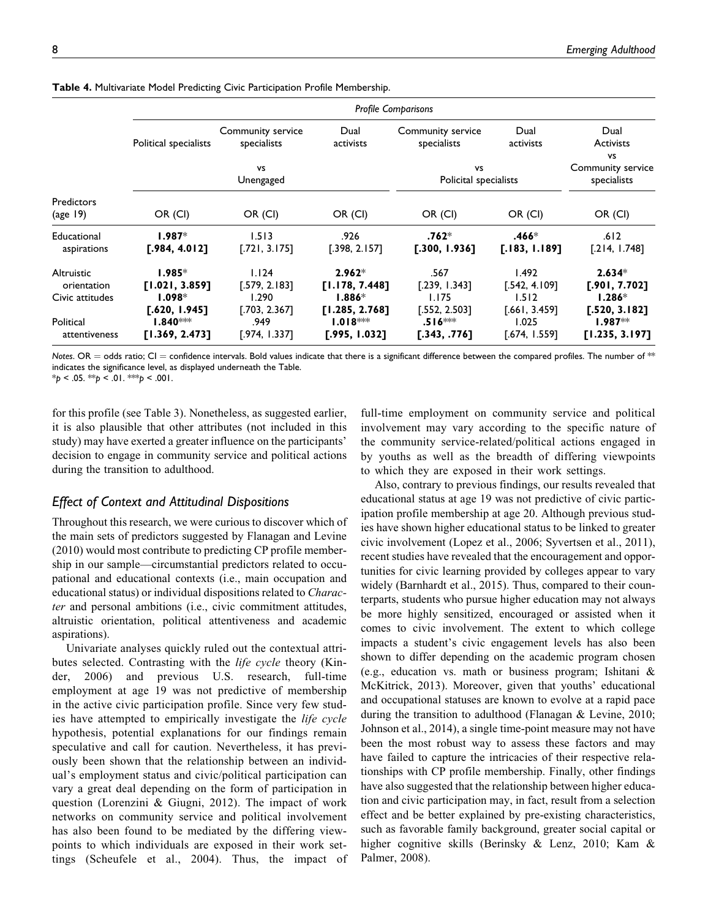**Table 4.** Multivariate Model Predicting Civic Participation Profile Membership.

| | *Profile Comparisons* | | | | | |
|---|---|---|---|---|---|---|
| | Political specialists | Community service specialists | Dual activists | Community service specialists | Dual activists | Dual Activists vs Community service specialists |
| | vs Unengaged | | | vs Policital specialists | | |
| Predictors (age 19) | OR (CI) | OR (CI) | OR (CI) | OR (CI) | OR (CI) | OR (CI) |
| Educational aspirations | **1.987*** **[.984, 4.012]** | 1.513 [.721, 3.175] | .926 [.398, 2.157] | **.762*** **[.300, 1.936]** | **.466*** **[.183, 1.189]** | .612 [.214, 1.748] |
| Altruistic orientation | **1.985*** **[1.021, 3.859]** | 1.124 [.579, 2.183] | **2.962*** **[1.178, 7.448]** | .567 [.239, 1.343] | 1.492 [.542, 4.109] | **2.634*** **[.901, 7.702]** |
| Civic attitudes | **1.098*** **[.620, 1.945]** | 1.290 [.703, 2.367] | **1.886*** **[1.285, 2.768]** | 1.175 [.552, 2.503] | 1.512 [.661, 3.459] | **1.286*** **[.520, 3.182]** |
| Political attentiveness | **1.840***** **[1.369, 2.473]** | .949 [.974, 1.337] | **1.018***** **[.995, 1.032]** | **.516***** **[.343, .776]** | 1.025 [.674, 1.559] | **1.987**** **[1.235, 3.197]** |

*Notes*. OR = odds ratio; CI = confidence intervals. Bold values indicate that there is a significant difference between the compared profiles. The number of ** indicates the significance level, as displayed underneath the Table.
*$p < .05$. **$p < .01$. ***$p < .001$.

for this profile (see Table 3). Nonetheless, as suggested earlier, it is also plausible that other attributes (not included in this study) may have exerted a greater influence on the participants' decision to engage in community service and political actions during the transition to adulthood.

### *Effect of Context and Attitudinal Dispositions*

Throughout this research, we were curious to discover which of the main sets of predictors suggested by Flanagan and Levine (2010) would most contribute to predicting CP profile membership in our sample—circumstantial predictors related to occupational and educational contexts (i.e., main occupation and educational status) or individual dispositions related to *Character* and personal ambitions (i.e., civic commitment attitudes, altruistic orientation, political attentiveness and academic aspirations).

Univariate analyses quickly ruled out the contextual attributes selected. Contrasting with the *life cycle* theory (Kinder, 2006) and previous U.S. research, full-time employment at age 19 was not predictive of membership in the active civic participation profile. Since very few studies have attempted to empirically investigate the *life cycle* hypothesis, potential explanations for our findings remain speculative and call for caution. Nevertheless, it has previously been shown that the relationship between an individual's employment status and civic/political participation can vary a great deal depending on the form of participation in question (Lorenzini & Giugni, 2012). The impact of work networks on community service and political involvement has also been found to be mediated by the differing viewpoints to which individuals are exposed in their work settings (Scheufele et al., 2004). Thus, the impact of full-time employment on community service and political involvement may vary according to the specific nature of the community service-related/political actions engaged in by youths as well as the breadth of differing viewpoints to which they are exposed in their work settings.

Also, contrary to previous findings, our results revealed that educational status at age 19 was not predictive of civic participation profile membership at age 20. Although previous studies have shown higher educational status to be linked to greater civic involvement (Lopez et al., 2006; Syvertsen et al., 2011), recent studies have revealed that the encouragement and opportunities for civic learning provided by colleges appear to vary widely (Barnhardt et al., 2015). Thus, compared to their counterparts, students who pursue higher education may not always be more highly sensitized, encouraged or assisted when it comes to civic involvement. The extent to which college impacts a student's civic engagement levels has also been shown to differ depending on the academic program chosen (e.g., education vs. math or business program; Ishitani & McKitrick, 2013). Moreover, given that youths' educational and occupational statuses are known to evolve at a rapid pace during the transition to adulthood (Flanagan & Levine, 2010; Johnson et al., 2014), a single time-point measure may not have been the most robust way to assess these factors and may have failed to capture the intricacies of their respective relationships with CP profile membership. Finally, other findings have also suggested that the relationship between higher education and civic participation may, in fact, result from a selection effect and be better explained by pre-existing characteristics, such as favorable family background, greater social capital or higher cognitive skills (Berinsky & Lenz, 2010; Kam & Palmer, 2008).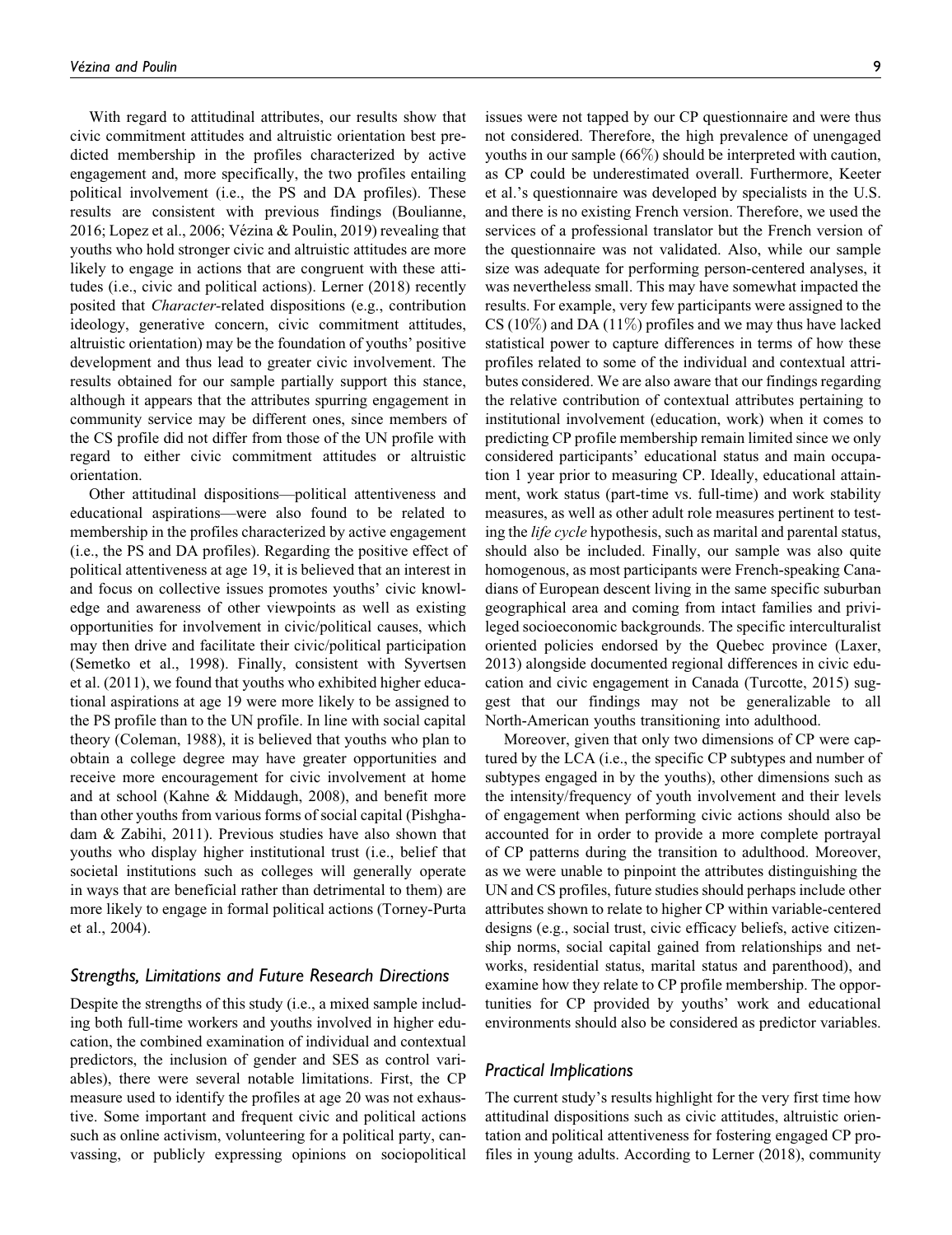With regard to attitudinal attributes, our results show that civic commitment attitudes and altruistic orientation best predicted membership in the profiles characterized by active engagement and, more specifically, the two profiles entailing political involvement (i.e., the PS and DA profiles). These results are consistent with previous findings (Boulianne, 2016; Lopez et al., 2006; Vézina & Poulin, 2019) revealing that youths who hold stronger civic and altruistic attitudes are more likely to engage in actions that are congruent with these attitudes (i.e., civic and political actions). Lerner (2018) recently posited that *Character*-related dispositions (e.g., contribution ideology, generative concern, civic commitment attitudes, altruistic orientation) may be the foundation of youths' positive development and thus lead to greater civic involvement. The results obtained for our sample partially support this stance, although it appears that the attributes spurring engagement in community service may be different ones, since members of the CS profile did not differ from those of the UN profile with regard to either civic commitment attitudes or altruistic orientation.

Other attitudinal dispositions—political attentiveness and educational aspirations—were also found to be related to membership in the profiles characterized by active engagement (i.e., the PS and DA profiles). Regarding the positive effect of political attentiveness at age 19, it is believed that an interest in and focus on collective issues promotes youths' civic knowledge and awareness of other viewpoints as well as existing opportunities for involvement in civic/political causes, which may then drive and facilitate their civic/political participation (Semetko et al., 1998). Finally, consistent with Syvertsen et al. (2011), we found that youths who exhibited higher educational aspirations at age 19 were more likely to be assigned to the PS profile than to the UN profile. In line with social capital theory (Coleman, 1988), it is believed that youths who plan to obtain a college degree may have greater opportunities and receive more encouragement for civic involvement at home and at school (Kahne & Middaugh, 2008), and benefit more than other youths from various forms of social capital (Pishghadam & Zabihi, 2011). Previous studies have also shown that youths who display higher institutional trust (i.e., belief that societal institutions such as colleges will generally operate in ways that are beneficial rather than detrimental to them) are more likely to engage in formal political actions (Torney-Purta et al., 2004).

### *Strengths, Limitations and Future Research Directions*

Despite the strengths of this study (i.e., a mixed sample including both full-time workers and youths involved in higher education, the combined examination of individual and contextual predictors, the inclusion of gender and SES as control variables), there were several notable limitations. First, the CP measure used to identify the profiles at age 20 was not exhaustive. Some important and frequent civic and political actions such as online activism, volunteering for a political party, canvassing, or publicly expressing opinions on sociopolitical issues were not tapped by our CP questionnaire and were thus not considered. Therefore, the high prevalence of unengaged youths in our sample (66%) should be interpreted with caution, as CP could be underestimated overall. Furthermore, Keeter et al.'s questionnaire was developed by specialists in the U.S. and there is no existing French version. Therefore, we used the services of a professional translator but the French version of the questionnaire was not validated. Also, while our sample size was adequate for performing person-centered analyses, it was nevertheless small. This may have somewhat impacted the results. For example, very few participants were assigned to the CS (10%) and DA (11%) profiles and we may thus have lacked statistical power to capture differences in terms of how these profiles related to some of the individual and contextual attributes considered. We are also aware that our findings regarding the relative contribution of contextual attributes pertaining to institutional involvement (education, work) when it comes to predicting CP profile membership remain limited since we only considered participants' educational status and main occupation 1 year prior to measuring CP. Ideally, educational attainment, work status (part-time vs. full-time) and work stability measures, as well as other adult role measures pertinent to testing the *life cycle* hypothesis, such as marital and parental status, should also be included. Finally, our sample was also quite homogenous, as most participants were French-speaking Canadians of European descent living in the same specific suburban geographical area and coming from intact families and privileged socioeconomic backgrounds. The specific interculturalist oriented policies endorsed by the Quebec province (Laxer, 2013) alongside documented regional differences in civic education and civic engagement in Canada (Turcotte, 2015) suggest that our findings may not be generalizable to all North-American youths transitioning into adulthood.

Moreover, given that only two dimensions of CP were captured by the LCA (i.e., the specific CP subtypes and number of subtypes engaged in by the youths), other dimensions such as the intensity/frequency of youth involvement and their levels of engagement when performing civic actions should also be accounted for in order to provide a more complete portrayal of CP patterns during the transition to adulthood. Moreover, as we were unable to pinpoint the attributes distinguishing the UN and CS profiles, future studies should perhaps include other attributes shown to relate to higher CP within variable-centered designs (e.g., social trust, civic efficacy beliefs, active citizenship norms, social capital gained from relationships and networks, residential status, marital status and parenthood), and examine how they relate to CP profile membership. The opportunities for CP provided by youths' work and educational environments should also be considered as predictor variables.

### *Practical Implications*

The current study's results highlight for the very first time how attitudinal dispositions such as civic attitudes, altruistic orientation and political attentiveness for fostering engaged CP profiles in young adults. According to Lerner (2018), community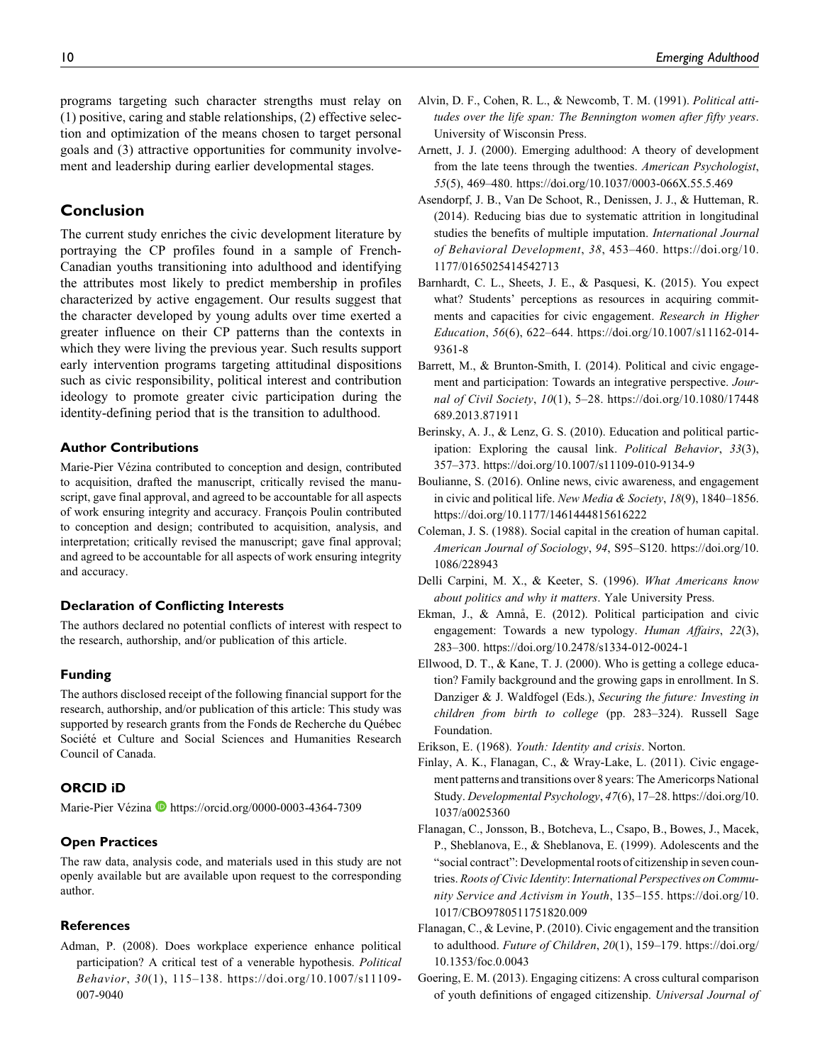programs targeting such character strengths must relay on (1) positive, caring and stable relationships, (2) effective selection and optimization of the means chosen to target personal goals and (3) attractive opportunities for community involvement and leadership during earlier developmental stages.

## Conclusion

The current study enriches the civic development literature by portraying the CP profiles found in a sample of French-Canadian youths transitioning into adulthood and identifying the attributes most likely to predict membership in profiles characterized by active engagement. Our results suggest that the character developed by young adults over time exerted a greater influence on their CP patterns than the contexts in which they were living the previous year. Such results support early intervention programs targeting attitudinal dispositions such as civic responsibility, political interest and contribution ideology to promote greater civic participation during the identity-defining period that is the transition to adulthood.

### Author Contributions

Marie-Pier Vézina contributed to conception and design, contributed to acquisition, drafted the manuscript, critically revised the manuscript, gave final approval, and agreed to be accountable for all aspects of work ensuring integrity and accuracy. François Poulin contributed to conception and design; contributed to acquisition, analysis, and interpretation; critically revised the manuscript; gave final approval; and agreed to be accountable for all aspects of work ensuring integrity and accuracy.

### Declaration of Conflicting Interests

The authors declared no potential conflicts of interest with respect to the research, authorship, and/or publication of this article.

### Funding

The authors disclosed receipt of the following financial support for the research, authorship, and/or publication of this article: This study was supported by research grants from the Fonds de Recherche du Québec Société et Culture and Social Sciences and Humanities Research Council of Canada.

### ORCID iD

Marie-Pier Vézina https://orcid.org/0000-0003-4364-7309

### Open Practices

The raw data, analysis code, and materials used in this study are not openly available but are available upon request to the corresponding author.

### References

Adman, P. (2008). Does workplace experience enhance political participation? A critical test of a venerable hypothesis. *Political Behavior*, *30*(1), 115–138. https://doi.org/10.1007/s11109-007-9040

Alvin, D. F., Cohen, R. L., & Newcomb, T. M. (1991). *Political attitudes over the life span: The Bennington women after fifty years*. University of Wisconsin Press.

Arnett, J. J. (2000). Emerging adulthood: A theory of development from the late teens through the twenties. *American Psychologist*, *55*(5), 469–480. https://doi.org/10.1037/0003-066X.55.5.469

Asendorpf, J. B., Van De Schoot, R., Denissen, J. J., & Hutteman, R. (2014). Reducing bias due to systematic attrition in longitudinal studies the benefits of multiple imputation. *International Journal of Behavioral Development*, *38*, 453–460. https://doi.org/10.1177/0165025414542713

Barnhardt, C. L., Sheets, J. E., & Pasquesi, K. (2015). You expect what? Students' perceptions as resources in acquiring commitments and capacities for civic engagement. *Research in Higher Education*, *56*(6), 622–644. https://doi.org/10.1007/s11162-014-9361-8

Barrett, M., & Brunton-Smith, I. (2014). Political and civic engagement and participation: Towards an integrative perspective. *Journal of Civil Society*, *10*(1), 5–28. https://doi.org/10.1080/17448689.2013.871911

Berinsky, A. J., & Lenz, G. S. (2010). Education and political participation: Exploring the causal link. *Political Behavior*, *33*(3), 357–373. https://doi.org/10.1007/s11109-010-9134-9

Boulianne, S. (2016). Online news, civic awareness, and engagement in civic and political life. *New Media & Society*, *18*(9), 1840–1856. https://doi.org/10.1177/1461444815616222

Coleman, J. S. (1988). Social capital in the creation of human capital. *American Journal of Sociology*, *94*, S95–S120. https://doi.org/10.1086/228943

Delli Carpini, M. X., & Keeter, S. (1996). *What Americans know about politics and why it matters*. Yale University Press.

Ekman, J., & Amnå, E. (2012). Political participation and civic engagement: Towards a new typology. *Human Affairs*, *22*(3), 283–300. https://doi.org/10.2478/s1334-012-0024-1

Ellwood, D. T., & Kane, T. J. (2000). Who is getting a college education? Family background and the growing gaps in enrollment. In S. Danziger & J. Waldfogel (Eds.), *Securing the future: Investing in children from birth to college* (pp. 283–324). Russell Sage Foundation.

Erikson, E. (1968). *Youth: Identity and crisis*. Norton.

Finlay, A. K., Flanagan, C., & Wray-Lake, L. (2011). Civic engagement patterns and transitions over 8 years: The Americorps National Study. *Developmental Psychology*, *47*(6), 17–28. https://doi.org/10.1037/a0025360

Flanagan, C., Jonsson, B., Botcheva, L., Csapo, B., Bowes, J., Macek, P., Sheblanova, E., & Sheblanova, E. (1999). Adolescents and the "social contract": Developmental roots of citizenship in seven countries. *Roots of Civic Identity*: *International Perspectives on Community Service and Activism in Youth*, 135–155. https://doi.org/10.1017/CBO9780511751820.009

Flanagan, C., & Levine, P. (2010). Civic engagement and the transition to adulthood. *Future of Children*, *20*(1), 159–179. https://doi.org/10.1353/foc.0.0043

Goering, E. M. (2013). Engaging citizens: A cross cultural comparison of youth definitions of engaged citizenship. *Universal Journal of*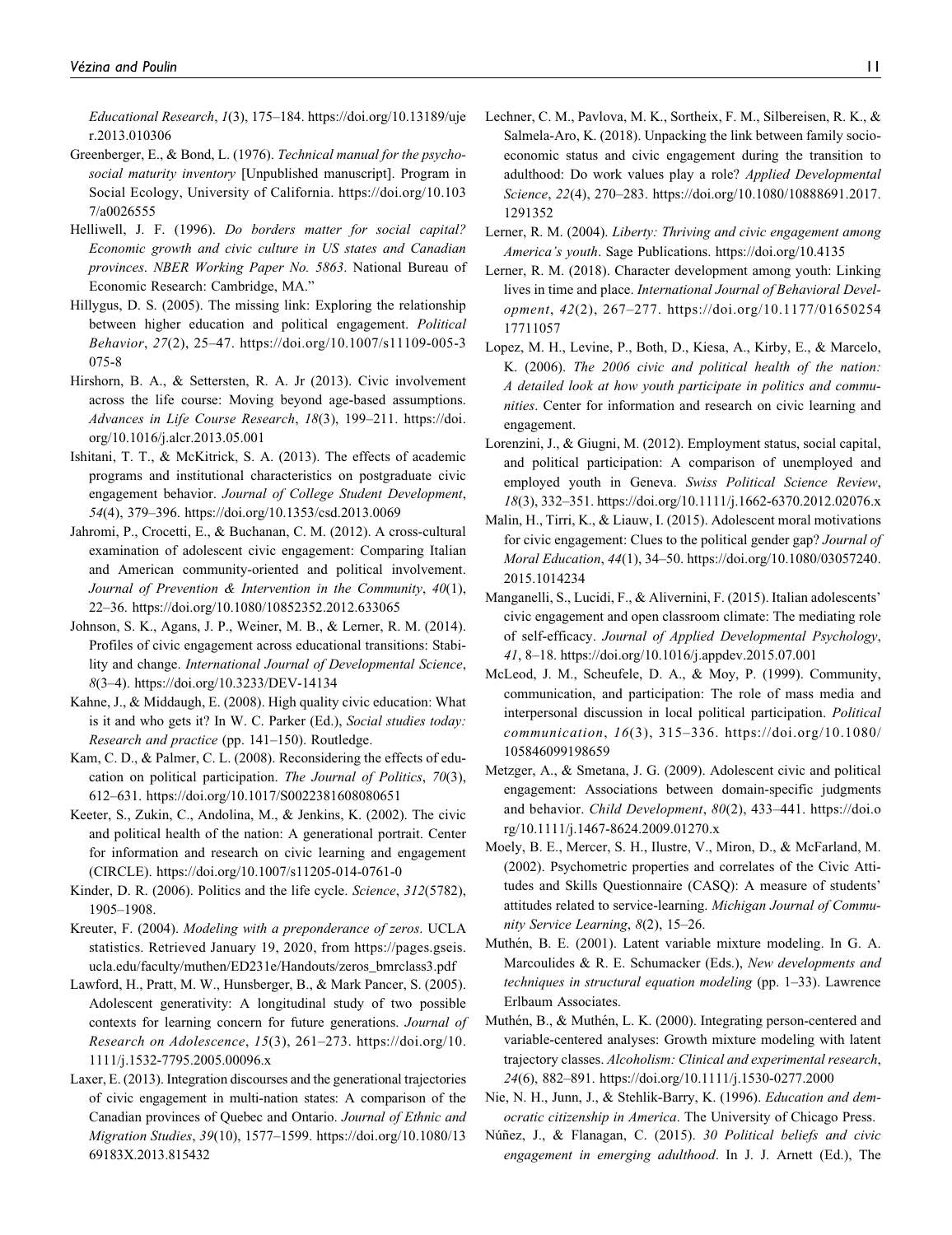*Educational Research*, *1*(3), 175–184. https://doi.org/10.13189/ujer.2013.010306

Greenberger, E., & Bond, L. (1976). *Technical manual for the psychosocial maturity inventory* [Unpublished manuscript]. Program in Social Ecology, University of California. https://doi.org/10.1037/a0026555

Helliwell, J. F. (1996). *Do borders matter for social capital? Economic growth and civic culture in US states and Canadian provinces*. *NBER Working Paper No. 5863*. National Bureau of Economic Research: Cambridge, MA."

Hillygus, D. S. (2005). The missing link: Exploring the relationship between higher education and political engagement. *Political Behavior*, *27*(2), 25–47. https://doi.org/10.1007/s11109-005-3075-8

Hirshorn, B. A., & Settersten, R. A. Jr (2013). Civic involvement across the life course: Moving beyond age-based assumptions. *Advances in Life Course Research*, *18*(3), 199–211. https://doi.org/10.1016/j.alcr.2013.05.001

Ishitani, T. T., & McKitrick, S. A. (2013). The effects of academic programs and institutional characteristics on postgraduate civic engagement behavior. *Journal of College Student Development*, *54*(4), 379–396. https://doi.org/10.1353/csd.2013.0069

Jahromi, P., Crocetti, E., & Buchanan, C. M. (2012). A cross-cultural examination of adolescent civic engagement: Comparing Italian and American community-oriented and political involvement. *Journal of Prevention & Intervention in the Community*, *40*(1), 22–36. https://doi.org/10.1080/10852352.2012.633065

Johnson, S. K., Agans, J. P., Weiner, M. B., & Lerner, R. M. (2014). Profiles of civic engagement across educational transitions: Stability and change. *International Journal of Developmental Science*, *8*(3–4). https://doi.org/10.3233/DEV-14134

Kahne, J., & Middaugh, E. (2008). High quality civic education: What is it and who gets it? In W. C. Parker (Ed.), *Social studies today: Research and practice* (pp. 141–150). Routledge.

Kam, C. D., & Palmer, C. L. (2008). Reconsidering the effects of education on political participation. *The Journal of Politics*, *70*(3), 612–631. https://doi.org/10.1017/S0022381608080651

Keeter, S., Zukin, C., Andolina, M., & Jenkins, K. (2002). The civic and political health of the nation: A generational portrait. Center for information and research on civic learning and engagement (CIRCLE). https://doi.org/10.1007/s11205-014-0761-0

Kinder, D. R. (2006). Politics and the life cycle. *Science*, *312*(5782), 1905–1908.

Kreuter, F. (2004). *Modeling with a preponderance of zeros*. UCLA statistics. Retrieved January 19, 2020, from https://pages.gseis.ucla.edu/faculty/muthen/ED231e/Handouts/zeros_bmrclass3.pdf

Lawford, H., Pratt, M. W., Hunsberger, B., & Mark Pancer, S. (2005). Adolescent generativity: A longitudinal study of two possible contexts for learning concern for future generations. *Journal of Research on Adolescence*, *15*(3), 261–273. https://doi.org/10.1111/j.1532-7795.2005.00096.x

Laxer, E. (2013). Integration discourses and the generational trajectories of civic engagement in multi-nation states: A comparison of the Canadian provinces of Quebec and Ontario. *Journal of Ethnic and Migration Studies*, *39*(10), 1577–1599. https://doi.org/10.1080/1369183X.2013.815432

Lechner, C. M., Pavlova, M. K., Sortheix, F. M., Silbereisen, R. K., & Salmela-Aro, K. (2018). Unpacking the link between family socioeconomic status and civic engagement during the transition to adulthood: Do work values play a role? *Applied Developmental Science*, *22*(4), 270–283. https://doi.org/10.1080/10888691.2017.1291352

Lerner, R. M. (2004). *Liberty: Thriving and civic engagement among America's youth*. Sage Publications. https://doi.org/10.4135

Lerner, R. M. (2018). Character development among youth: Linking lives in time and place. *International Journal of Behavioral Development*, *42*(2), 267–277. https://doi.org/10.1177/0165025417711057

Lopez, M. H., Levine, P., Both, D., Kiesa, A., Kirby, E., & Marcelo, K. (2006). *The 2006 civic and political health of the nation: A detailed look at how youth participate in politics and communities*. Center for information and research on civic learning and engagement.

Lorenzini, J., & Giugni, M. (2012). Employment status, social capital, and political participation: A comparison of unemployed and employed youth in Geneva. *Swiss Political Science Review*, *18*(3), 332–351. https://doi.org/10.1111/j.1662-6370.2012.02076.x

Malin, H., Tirri, K., & Liauw, I. (2015). Adolescent moral motivations for civic engagement: Clues to the political gender gap? *Journal of Moral Education*, *44*(1), 34–50. https://doi.org/10.1080/03057240.2015.1014234

Manganelli, S., Lucidi, F., & Alivernini, F. (2015). Italian adolescents' civic engagement and open classroom climate: The mediating role of self-efficacy. *Journal of Applied Developmental Psychology*, *41*, 8–18. https://doi.org/10.1016/j.appdev.2015.07.001

McLeod, J. M., Scheufele, D. A., & Moy, P. (1999). Community, communication, and participation: The role of mass media and interpersonal discussion in local political participation. *Political communication*, *16*(3), 315–336. https://doi.org/10.1080/105846099198659

Metzger, A., & Smetana, J. G. (2009). Adolescent civic and political engagement: Associations between domain-specific judgments and behavior. *Child Development*, *80*(2), 433–441. https://doi.org/10.1111/j.1467-8624.2009.01270.x

Moely, B. E., Mercer, S. H., Ilustre, V., Miron, D., & McFarland, M. (2002). Psychometric properties and correlates of the Civic Attitudes and Skills Questionnaire (CASQ): A measure of students' attitudes related to service-learning. *Michigan Journal of Community Service Learning*, *8*(2), 15–26.

Muthén, B. E. (2001). Latent variable mixture modeling. In G. A. Marcoulides & R. E. Schumacker (Eds.), *New developments and techniques in structural equation modeling* (pp. 1–33). Lawrence Erlbaum Associates.

Muthén, B., & Muthén, L. K. (2000). Integrating person-centered and variable-centered analyses: Growth mixture modeling with latent trajectory classes. *Alcoholism: Clinical and experimental research*, *24*(6), 882–891. https://doi.org/10.1111/j.1530-0277.2000

Nie, N. H., Junn, J., & Stehlik-Barry, K. (1996). *Education and democratic citizenship in America*. The University of Chicago Press.

Núñez, J., & Flanagan, C. (2015). *30 Political beliefs and civic engagement in emerging adulthood*. In J. J. Arnett (Ed.), The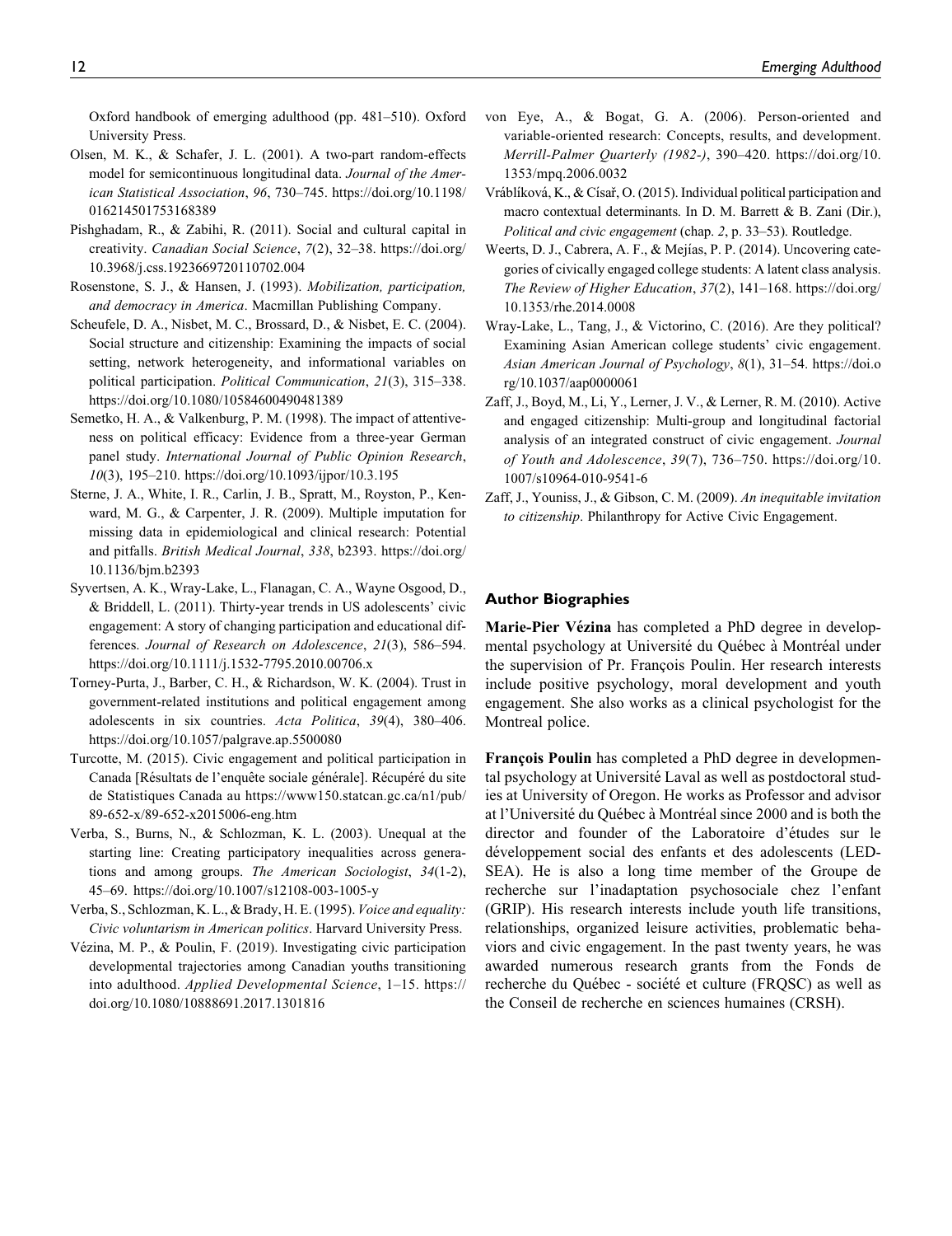Oxford handbook of emerging adulthood (pp. 481–510). Oxford University Press.

Olsen, M. K., & Schafer, J. L. (2001). A two-part random-effects model for semicontinuous longitudinal data. *Journal of the American Statistical Association*, *96*, 730–745. https://doi.org/10.1198/016214501753168389

Pishghadam, R., & Zabihi, R. (2011). Social and cultural capital in creativity. *Canadian Social Science*, *7*(2), 32–38. https://doi.org/10.3968/j.css.1923669720110702.004

Rosenstone, S. J., & Hansen, J. (1993). *Mobilization, participation, and democracy in America*. Macmillan Publishing Company.

Scheufele, D. A., Nisbet, M. C., Brossard, D., & Nisbet, E. C. (2004). Social structure and citizenship: Examining the impacts of social setting, network heterogeneity, and informational variables on political participation. *Political Communication*, *21*(3), 315–338. https://doi.org/10.1080/10584600490481389

Semetko, H. A., & Valkenburg, P. M. (1998). The impact of attentiveness on political efficacy: Evidence from a three-year German panel study. *International Journal of Public Opinion Research*, *10*(3), 195–210. https://doi.org/10.1093/ijpor/10.3.195

Sterne, J. A., White, I. R., Carlin, J. B., Spratt, M., Royston, P., Kenward, M. G., & Carpenter, J. R. (2009). Multiple imputation for missing data in epidemiological and clinical research: Potential and pitfalls. *British Medical Journal*, *338*, b2393. https://doi.org/10.1136/bjm.b2393

Syvertsen, A. K., Wray-Lake, L., Flanagan, C. A., Wayne Osgood, D., & Briddell, L. (2011). Thirty-year trends in US adolescents' civic engagement: A story of changing participation and educational differences. *Journal of Research on Adolescence*, *21*(3), 586–594. https://doi.org/10.1111/j.1532-7795.2010.00706.x

Torney-Purta, J., Barber, C. H., & Richardson, W. K. (2004). Trust in government-related institutions and political engagement among adolescents in six countries. *Acta Politica*, *39*(4), 380–406. https://doi.org/10.1057/palgrave.ap.5500080

Turcotte, M. (2015). Civic engagement and political participation in Canada [Résultats de l'enquête sociale générale]. Récupéré du site de Statistiques Canada au https://www150.statcan.gc.ca/n1/pub/89-652-x/89-652-x2015006-eng.htm

Verba, S., Burns, N., & Schlozman, K. L. (2003). Unequal at the starting line: Creating participatory inequalities across generations and among groups. *The American Sociologist*, *34*(1-2), 45–69. https://doi.org/10.1007/s12108-003-1005-y

Verba, S., Schlozman, K. L., & Brady, H. E. (1995). *Voice and equality: Civic voluntarism in American politics*. Harvard University Press.

Vézina, M. P., & Poulin, F. (2019). Investigating civic participation developmental trajectories among Canadian youths transitioning into adulthood. *Applied Developmental Science*, 1–15. https://doi.org/10.1080/10888691.2017.1301816

von Eye, A., & Bogat, G. A. (2006). Person-oriented and variable-oriented research: Concepts, results, and development. *Merrill-Palmer Quarterly (1982-)*, 390–420. https://doi.org/10.1353/mpq.2006.0032

Vráblíková, K., & Císař, O. (2015). Individual political participation and macro contextual determinants. In D. M. Barrett & B. Zani (Dir.), *Political and civic engagement* (chap. *2*, p. 33–53). Routledge.

Weerts, D. J., Cabrera, A. F., & Mejías, P. P. (2014). Uncovering categories of civically engaged college students: A latent class analysis. *The Review of Higher Education*, *37*(2), 141–168. https://doi.org/10.1353/rhe.2014.0008

Wray-Lake, L., Tang, J., & Victorino, C. (2016). Are they political? Examining Asian American college students' civic engagement. *Asian American Journal of Psychology*, *8*(1), 31–54. https://doi.org/10.1037/aap0000061

Zaff, J., Boyd, M., Li, Y., Lerner, J. V., & Lerner, R. M. (2010). Active and engaged citizenship: Multi-group and longitudinal factorial analysis of an integrated construct of civic engagement. *Journal of Youth and Adolescence*, *39*(7), 736–750. https://doi.org/10.1007/s10964-010-9541-6

Zaff, J., Youniss, J., & Gibson, C. M. (2009). *An inequitable invitation to citizenship*. Philanthropy for Active Civic Engagement.

## Author Biographies

**Marie-Pier Vézina** has completed a PhD degree in developmental psychology at Université du Québec à Montréal under the supervision of Pr. François Poulin. Her research interests include positive psychology, moral development and youth engagement. She also works as a clinical psychologist for the Montreal police.

**François Poulin** has completed a PhD degree in developmental psychology at Université Laval as well as postdoctoral studies at University of Oregon. He works as Professor and advisor at l'Université du Québec à Montréal since 2000 and is both the director and founder of the Laboratoire d'études sur le développement social des enfants et des adolescents (LEDSEA). He is also a long time member of the Groupe de recherche sur l'inadaptation psychosociale chez l'enfant (GRIP). His research interests include youth life transitions, relationships, organized leisure activities, problematic behaviors and civic engagement. In the past twenty years, he was awarded numerous research grants from the Fonds de recherche du Québec - société et culture (FRQSC) as well as the Conseil de recherche en sciences humaines (CRSH).